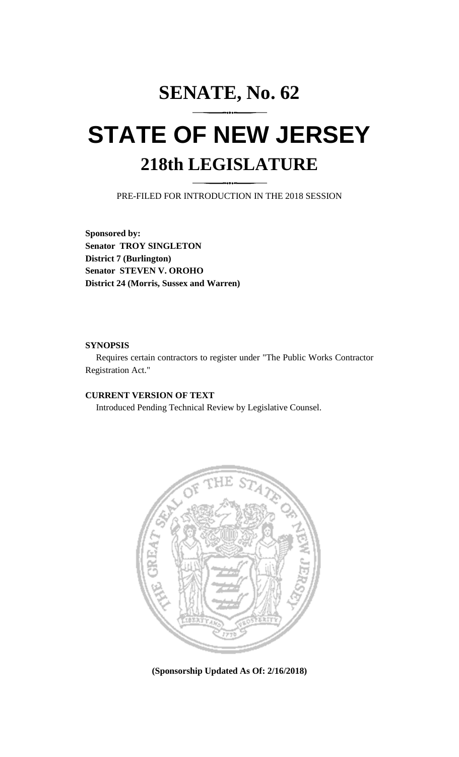# SENATE, No. 62

# STATE OF NEW JERSEY

## 218th LEGISLATURE

PRE-FILED FOR INTRODUCTION IN THE 2018 SESSION

**Sponsored by:**
**Senator TROY SINGLETON**
**District 7 (Burlington)**
**Senator STEVEN V. OROHO**
**District 24 (Morris, Sussex and Warren)**

**SYNOPSIS**

Requires certain contractors to register under "The Public Works Contractor Registration Act."

**CURRENT VERSION OF TEXT**

Introduced Pending Technical Review by Legislative Counsel.

**(Sponsorship Updated As Of: 2/16/2018)**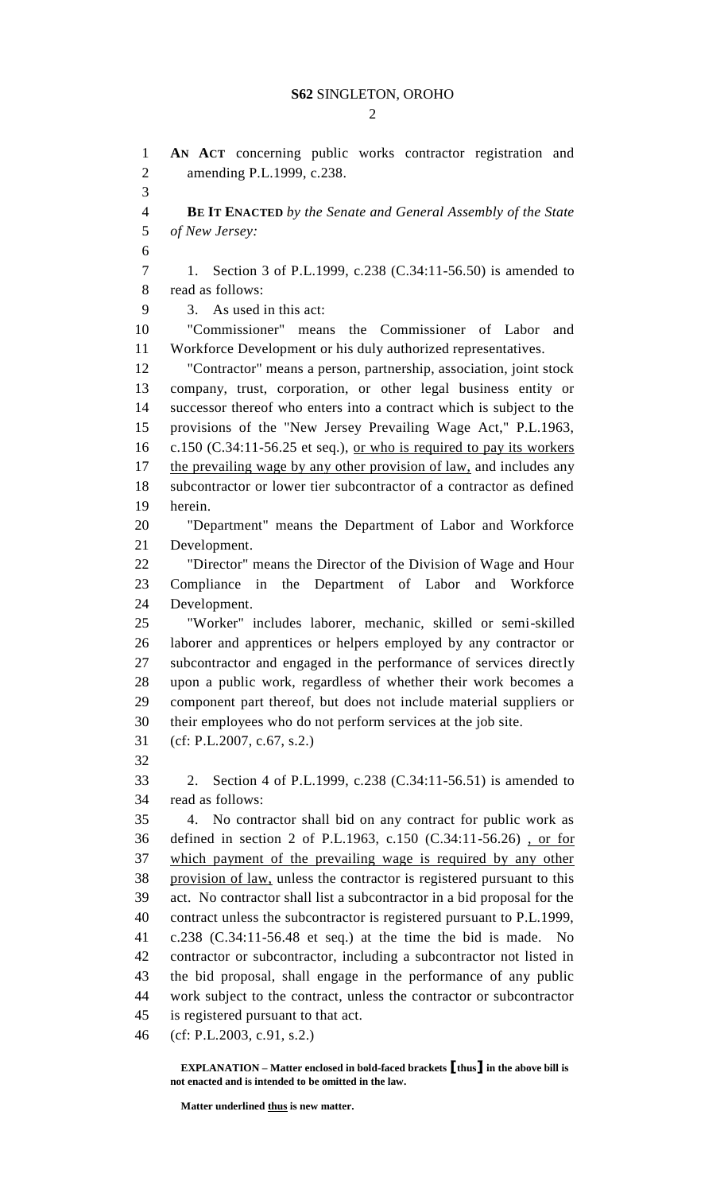AN ACT concerning public works contractor registration and amending P.L.1999, c.238.

**BE IT ENACTED** *by the Senate and General Assembly of the State of New Jersey:*

1. Section 3 of P.L.1999, c.238 (C.34:11-56.50) is amended to read as follows:

3. As used in this act:

"Commissioner" means the Commissioner of Labor and Workforce Development or his duly authorized representatives.

"Contractor" means a person, partnership, association, joint stock company, trust, corporation, or other legal business entity or successor thereof who enters into a contract which is subject to the provisions of the "New Jersey Prevailing Wage Act," P.L.1963, c.150 (C.34:11-56.25 et seq.), <u>or who is required to pay its workers the prevailing wage by any other provision of law,</u> and includes any subcontractor or lower tier subcontractor of a contractor as defined herein.

"Department" means the Department of Labor and Workforce Development.

"Director" means the Director of the Division of Wage and Hour Compliance in the Department of Labor and Workforce Development.

"Worker" includes laborer, mechanic, skilled or semi-skilled laborer and apprentices or helpers employed by any contractor or subcontractor and engaged in the performance of services directly upon a public work, regardless of whether their work becomes a component part thereof, but does not include material suppliers or their employees who do not perform services at the job site.

(cf: P.L.2007, c.67, s.2.)

2. Section 4 of P.L.1999, c.238 (C.34:11-56.51) is amended to read as follows:

4. No contractor shall bid on any contract for public work as defined in section 2 of P.L.1963, c.150 (C.34:11-56.26) <u>, or for which payment of the prevailing wage is required by any other provision of law,</u> unless the contractor is registered pursuant to this act. No contractor shall list a subcontractor in a bid proposal for the contract unless the subcontractor is registered pursuant to P.L.1999, c.238 (C.34:11-56.48 et seq.) at the time the bid is made. No contractor or subcontractor, including a subcontractor not listed in the bid proposal, shall engage in the performance of any public work subject to the contract, unless the contractor or subcontractor is registered pursuant to that act.

(cf: P.L.2003, c.91, s.2.)

**EXPLANATION – Matter enclosed in bold-faced brackets [thus] in the above bill is not enacted and is intended to be omitted in the law.**

**Matter underlined <u>thus</u> is new matter.**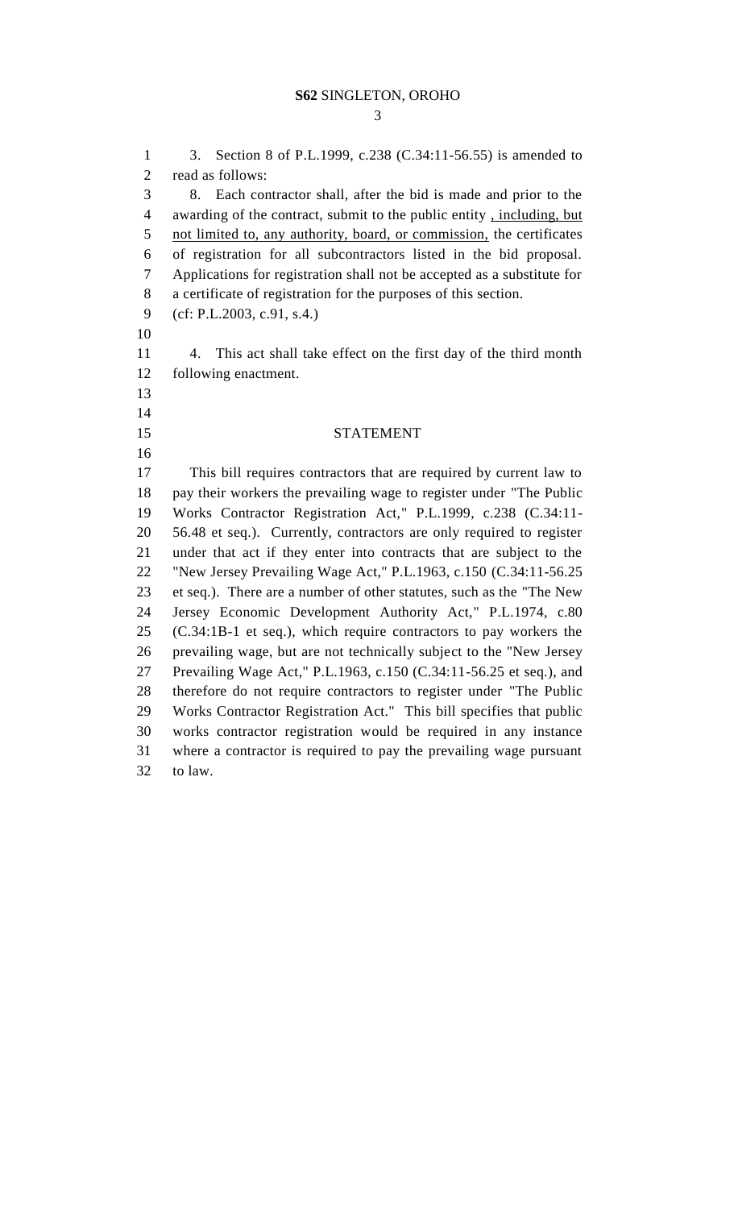3. Section 8 of P.L.1999, c.238 (C.34:11-56.55) is amended to read as follows:

8. Each contractor shall, after the bid is made and prior to the awarding of the contract, submit to the public entity <u>, including, but not limited to, any authority, board, or commission,</u> the certificates of registration for all subcontractors listed in the bid proposal. Applications for registration shall not be accepted as a substitute for a certificate of registration for the purposes of this section.

(cf: P.L.2003, c.91, s.4.)

4. This act shall take effect on the first day of the third month following enactment.

## STATEMENT

This bill requires contractors that are required by current law to pay their workers the prevailing wage to register under "The Public Works Contractor Registration Act," P.L.1999, c.238 (C.34:11-56.48 et seq.). Currently, contractors are only required to register under that act if they enter into contracts that are subject to the "New Jersey Prevailing Wage Act," P.L.1963, c.150 (C.34:11-56.25 et seq.). There are a number of other statutes, such as the "The New Jersey Economic Development Authority Act," P.L.1974, c.80 (C.34:1B-1 et seq.), which require contractors to pay workers the prevailing wage, but are not technically subject to the "New Jersey Prevailing Wage Act," P.L.1963, c.150 (C.34:11-56.25 et seq.), and therefore do not require contractors to register under "The Public Works Contractor Registration Act." This bill specifies that public works contractor registration would be required in any instance where a contractor is required to pay the prevailing wage pursuant to law.